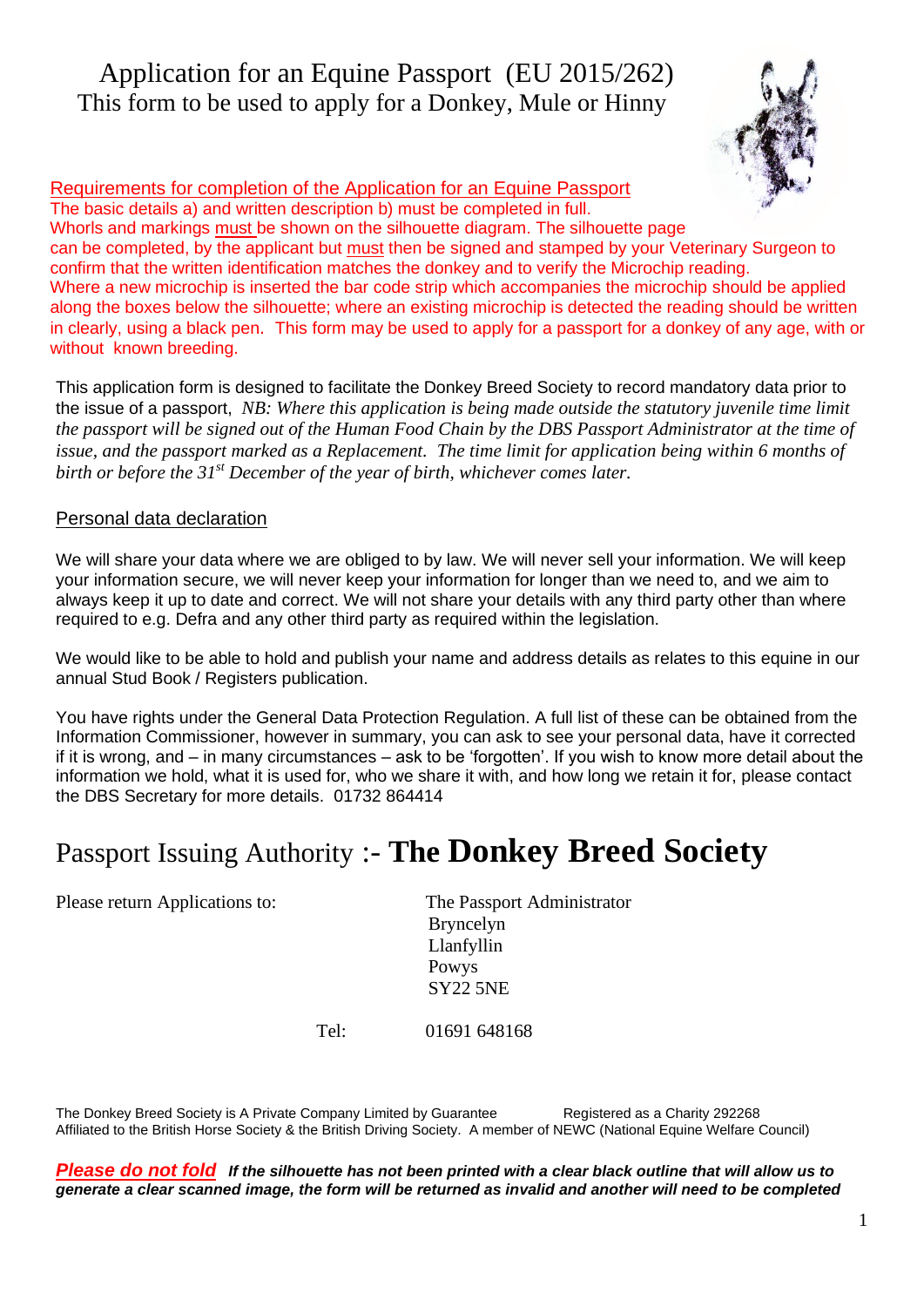# Application for an Equine Passport (EU 2015/262)

## This form to be used to apply for a Donkey, Mule or Hinny

Requirements for completion of the Application for an Equine Passport

The basic details a) and written description b) must be completed in full. Whorls and markings must be shown on the silhouette diagram. The silhouette page can be completed, by the applicant but must then be signed and stamped by your Veterinary Surgeon to confirm that the written identification matches the donkey and to verify the Microchip reading. Where a new microchip is inserted the bar code strip which accompanies the microchip should be applied along the boxes below the silhouette; where an existing microchip is detected the reading should be written in clearly, using a black pen. This form may be used to apply for a passport for a donkey of any age, with or without known breeding.

This application form is designed to facilitate the Donkey Breed Society to record mandatory data prior to the issue of a passport, *NB: Where this application is being made outside the statutory juvenile time limit the passport will be signed out of the Human Food Chain by the DBS Passport Administrator at the time of issue, and the passport marked as a Replacement. The time limit for application being within 6 months of birth or before the 31st December of the year of birth, whichever comes later.*

### Personal data declaration

We will share your data where we are obliged to by law. We will never sell your information. We will keep your information secure, we will never keep your information for longer than we need to, and we aim to always keep it up to date and correct. We will not share your details with any third party other than where required to e.g. Defra and any other third party as required within the legislation.

We would like to be able to hold and publish your name and address details as relates to this equine in our annual Stud Book / Registers publication.

You have rights under the General Data Protection Regulation. A full list of these can be obtained from the Information Commissioner, however in summary, you can ask to see your personal data, have it corrected if it is wrong, and – in many circumstances – ask to be 'forgotten'. If you wish to know more detail about the information we hold, what it is used for, who we share it with, and how long we retain it for, please contact the DBS Secretary for more details. 01732 864414

## Passport Issuing Authority :- **The Donkey Breed Society**

Please return Applications to:

The Passport Administrator
Bryncelyn
Llanfyllin
Powys
SY22 5NE

Tel: 01691 648168

The Donkey Breed Society is A Private Company Limited by Guarantee Registered as a Charity 292268
Affiliated to the British Horse Society & the British Driving Society. A member of NEWC (National Equine Welfare Council)

***Please do not fold*** ***If the silhouette has not been printed with a clear black outline that will allow us to generate a clear scanned image, the form will be returned as invalid and another will need to be completed***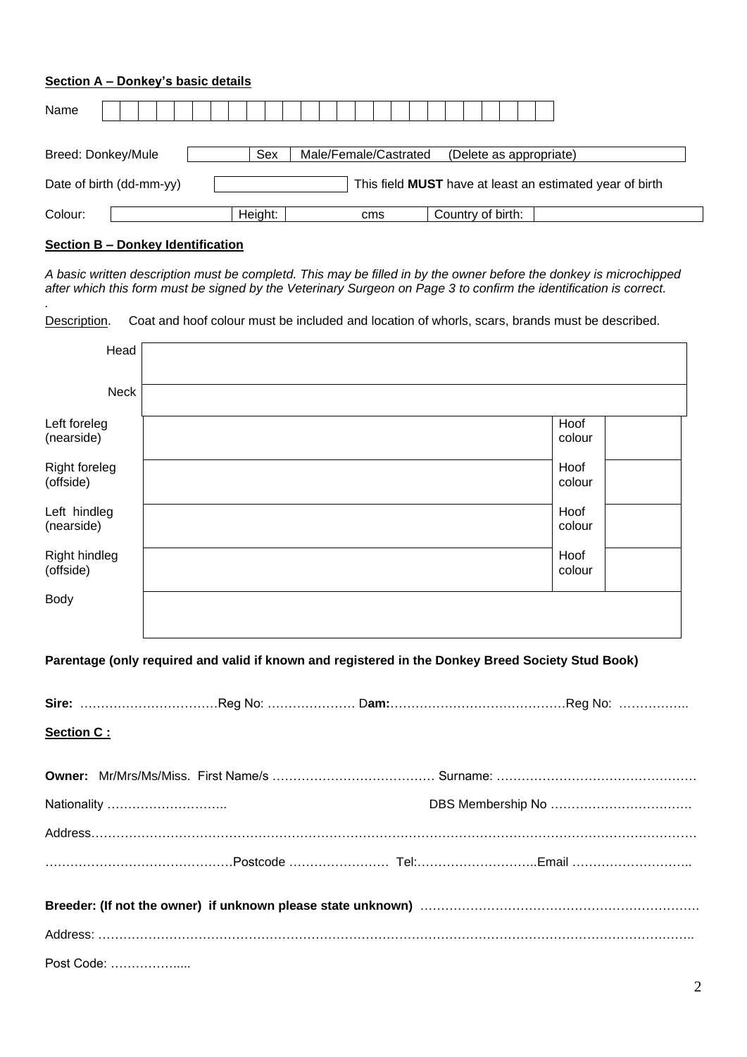**Section A – Donkey's basic details**

| Name | | | | | | | | | | | | | | | | | | | | | | | | | |
|---|---|---|---|---|---|---|---|---|---|---|---|---|---|---|---|---|---|---|---|---|---|---|---|---|---|

| Breed: Donkey/Mule | | Sex | Male/Female/Castrated (Delete as appropriate) |
|---|---|---|---|

| Date of birth (dd-mm-yy) | | This field **MUST** have at least an estimated year of birth |
|---|---|---|

| Colour: | | Height: | cms | Country of birth: | |
|---|---|---|---|---|---|

**Section B – Donkey Identification**

*A basic written description must be completd. This may be filled in by the owner before the donkey is microchipped after which this form must be signed by the Veterinary Surgeon on Page 3 to confirm the identification is correct.*

*.*

Description. Coat and hoof colour must be included and location of whorls, scars, brands must be described.

| | | | |
|---|---|---|---|
| Head | | | |
| Neck | | | |
| Left foreleg (nearside) | | Hoof colour | |
| Right foreleg (offside) | | Hoof colour | |
| Left hindleg (nearside) | | Hoof colour | |
| Right hindleg (offside) | | Hoof colour | |
| Body | | | |

**Parentage (only required and valid if known and registered in the Donkey Breed Society Stud Book)**

**Sire:** ……………………………Reg No: ………………… D**am:**……………………………………Reg No: ……………..

**Section C :**

**Owner:** Mr/Mrs/Ms/Miss. First Name/s ………………………………… Surname: …………………………………………

Nationality ……………………….. DBS Membership No …………………………….

Address………………………………………………………………………………………………………………………

………………………………………Postcode …………………… Tel:………………………..Email ………………………..

**Breeder: (If not the owner) if unknown please state unknown)** ………………………………………………………….

Address: …………………………………………………………………………………………………………………..

Post Code: ……………....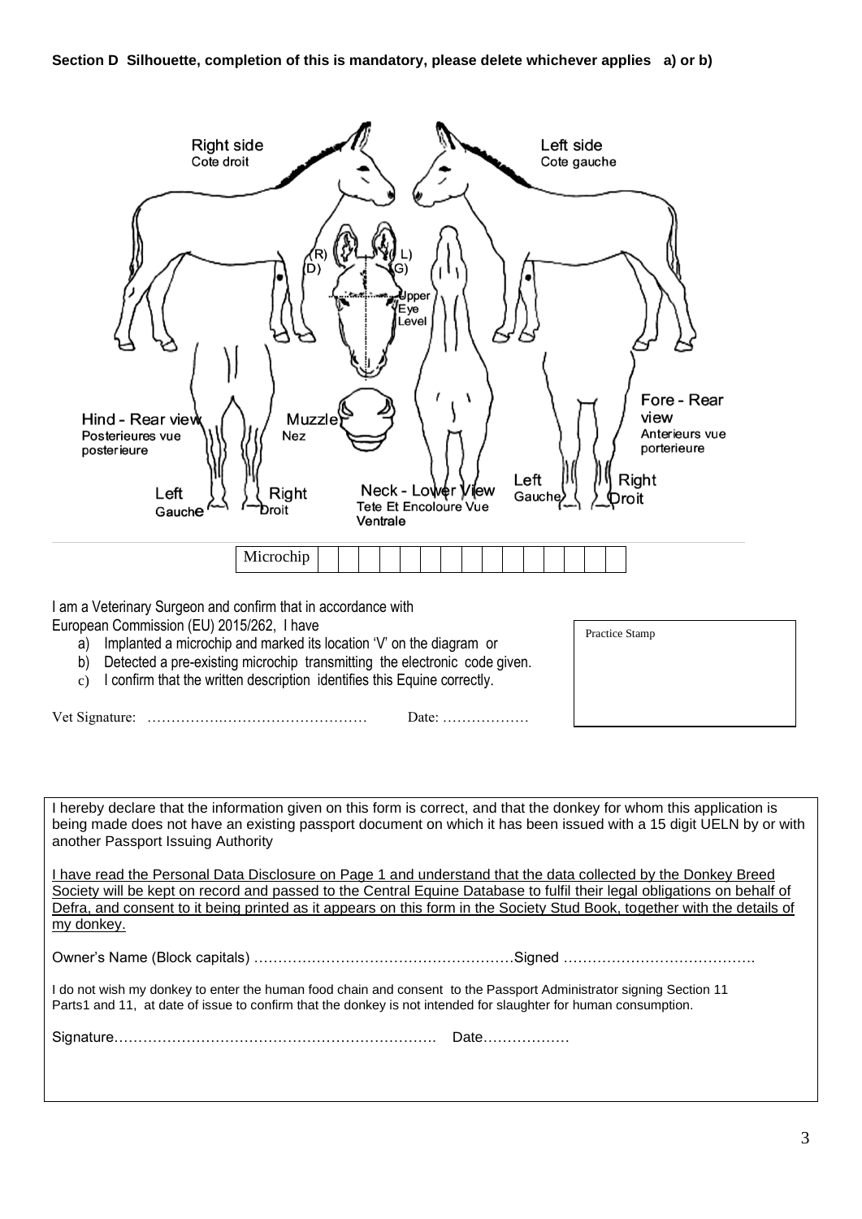**Section D Silhouette, completion of this is mandatory, please delete whichever applies a) or b)**

Right side
Cote droit

Left side
Cote gauche

(R)
(D)

(L)
(G)

Upper
Eye
Level

Hind - Rear view
Posterieures vue posterieure

Muzzle
Nez

Fore - Rear view
Anterieurs vue porterieure

Left
Gauche

Right
Droit

Neck - Lower View
Tete Et Encoloure Vue Ventrale

Left
Gauche

Right
Droit

| Microchip | | | | | | | | | | | | | | | |
|---|---|---|---|---|---|---|---|---|---|---|---|---|---|---|---|

I am a Veterinary Surgeon and confirm that in accordance with European Commission (EU) 2015/262, I have

a) Implanted a microchip and marked its location 'V' on the diagram or
b) Detected a pre-existing microchip transmitting the electronic code given.
c) I confirm that the written description identifies this Equine correctly.

Vet Signature: ……………………………………… Date: ………………

Practice Stamp

I hereby declare that the information given on this form is correct, and that the donkey for whom this application is being made does not have an existing passport document on which it has been issued with a 15 digit UELN by or with another Passport Issuing Authority

I have read the Personal Data Disclosure on Page 1 and understand that the data collected by the Donkey Breed Society will be kept on record and passed to the Central Equine Database to fulfil their legal obligations on behalf of Defra, and consent to it being printed as it appears on this form in the Society Stud Book, together with the details of my donkey.

Owner's Name (Block capitals) ………………………………………………Signed ………………………………….

I do not wish my donkey to enter the human food chain and consent to the Passport Administrator signing Section 11 Parts1 and 11, at date of issue to confirm that the donkey is not intended for slaughter for human consumption.

Signature………………………………………………………… Date………………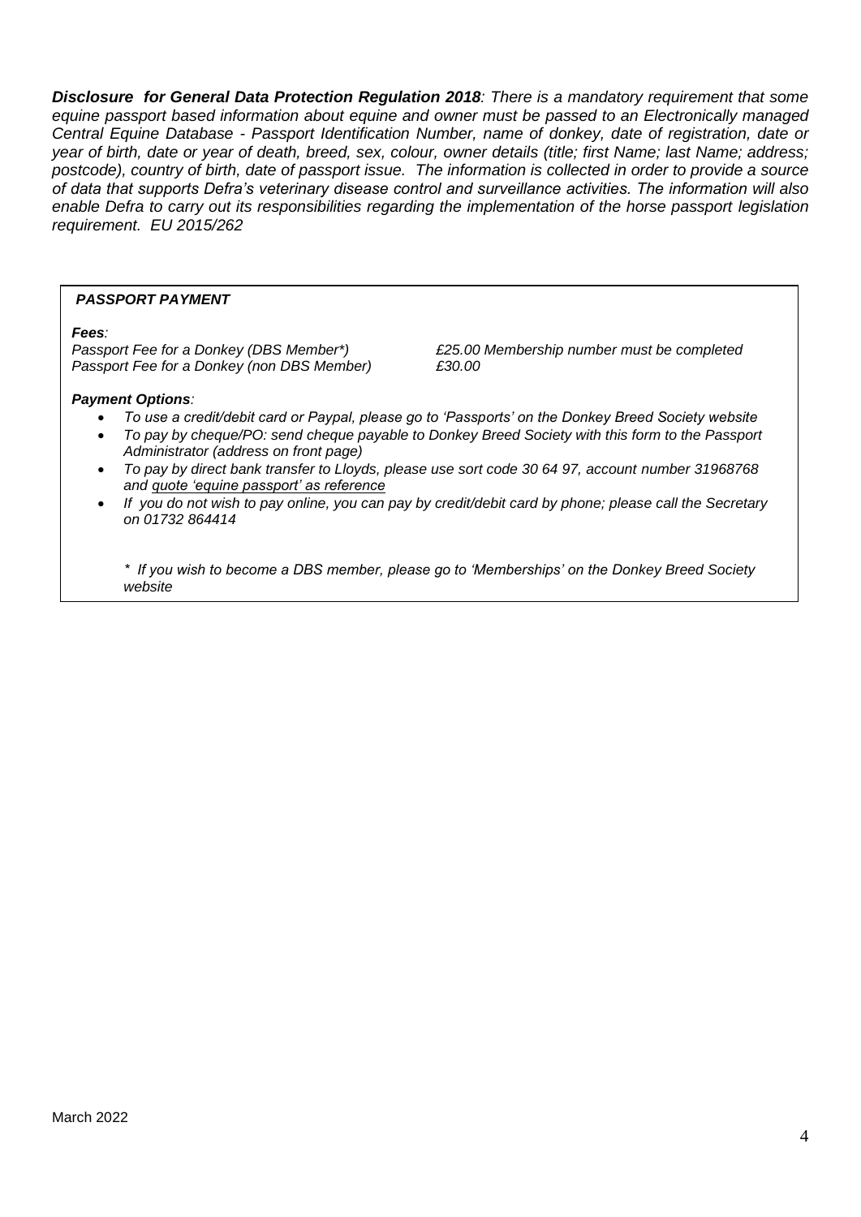***Disclosure for General Data Protection Regulation 2018****: There is a mandatory requirement that some equine passport based information about equine and owner must be passed to an Electronically managed Central Equine Database - Passport Identification Number, name of donkey, date of registration, date or year of birth, date or year of death, breed, sex, colour, owner details (title; first Name; last Name; address; postcode), country of birth, date of passport issue. The information is collected in order to provide a source of data that supports Defra's veterinary disease control and surveillance activities. The information will also enable Defra to carry out its responsibilities regarding the implementation of the horse passport legislation requirement. EU 2015/262*

***PASSPORT PAYMENT***

***Fees****:*

| | |
|---|---|
| *Passport Fee for a Donkey (DBS Member\*)* | *£25.00 Membership number must be completed* |
| *Passport Fee for a Donkey (non DBS Member)* | *£30.00* |

***Payment Options****:*

- *To use a credit/debit card or Paypal, please go to 'Passports' on the Donkey Breed Society website*
- *To pay by cheque/PO: send cheque payable to Donkey Breed Society with this form to the Passport Administrator (address on front page)*
- *To pay by direct bank transfer to Lloyds, please use sort code 30 64 97, account number 31968768 and quote 'equine passport' as reference*
- *If you do not wish to pay online, you can pay by credit/debit card by phone; please call the Secretary on 01732 864414*

*\* If you wish to become a DBS member, please go to 'Memberships' on the Donkey Breed Society website*

March 2022